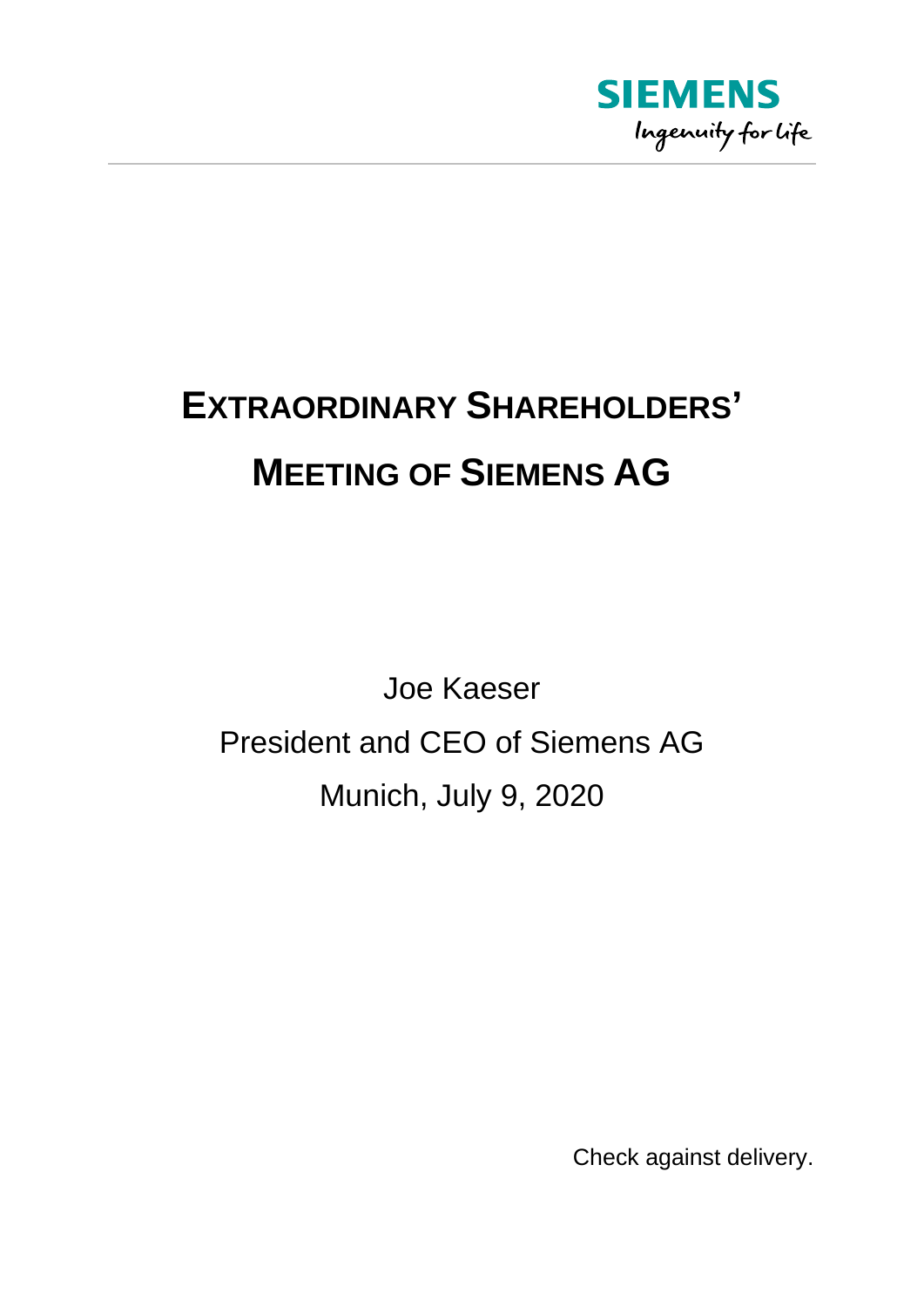SIEMENS

Ingenuity for life

# EXTRAORDINARY SHAREHOLDERS' MEETING OF SIEMENS AG

Joe Kaeser

President and CEO of Siemens AG

Munich, July 9, 2020

Check against delivery.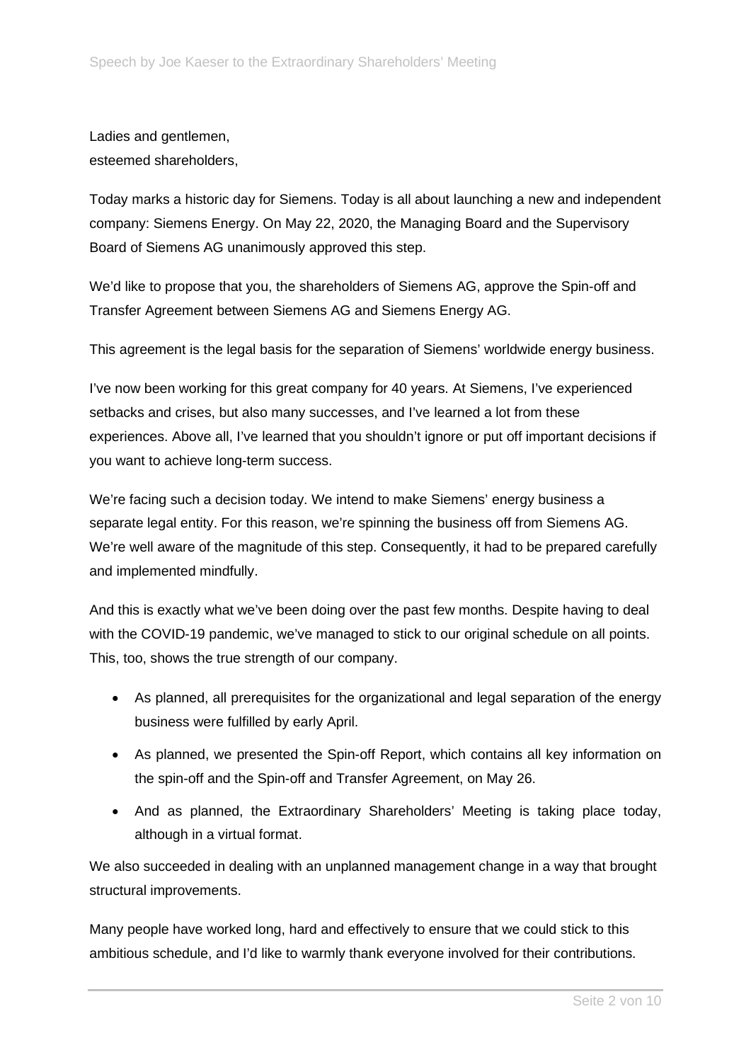Ladies and gentlemen,
esteemed shareholders,

Today marks a historic day for Siemens. Today is all about launching a new and independent company: Siemens Energy. On May 22, 2020, the Managing Board and the Supervisory Board of Siemens AG unanimously approved this step.

We'd like to propose that you, the shareholders of Siemens AG, approve the Spin-off and Transfer Agreement between Siemens AG and Siemens Energy AG.

This agreement is the legal basis for the separation of Siemens' worldwide energy business.

I've now been working for this great company for 40 years. At Siemens, I've experienced setbacks and crises, but also many successes, and I've learned a lot from these experiences. Above all, I've learned that you shouldn't ignore or put off important decisions if you want to achieve long-term success.

We're facing such a decision today. We intend to make Siemens' energy business a separate legal entity. For this reason, we're spinning the business off from Siemens AG. We're well aware of the magnitude of this step. Consequently, it had to be prepared carefully and implemented mindfully.

And this is exactly what we've been doing over the past few months. Despite having to deal with the COVID-19 pandemic, we've managed to stick to our original schedule on all points. This, too, shows the true strength of our company.

- As planned, all prerequisites for the organizational and legal separation of the energy business were fulfilled by early April.
- As planned, we presented the Spin-off Report, which contains all key information on the spin-off and the Spin-off and Transfer Agreement, on May 26.
- And as planned, the Extraordinary Shareholders' Meeting is taking place today, although in a virtual format.

We also succeeded in dealing with an unplanned management change in a way that brought structural improvements.

Many people have worked long, hard and effectively to ensure that we could stick to this ambitious schedule, and I'd like to warmly thank everyone involved for their contributions.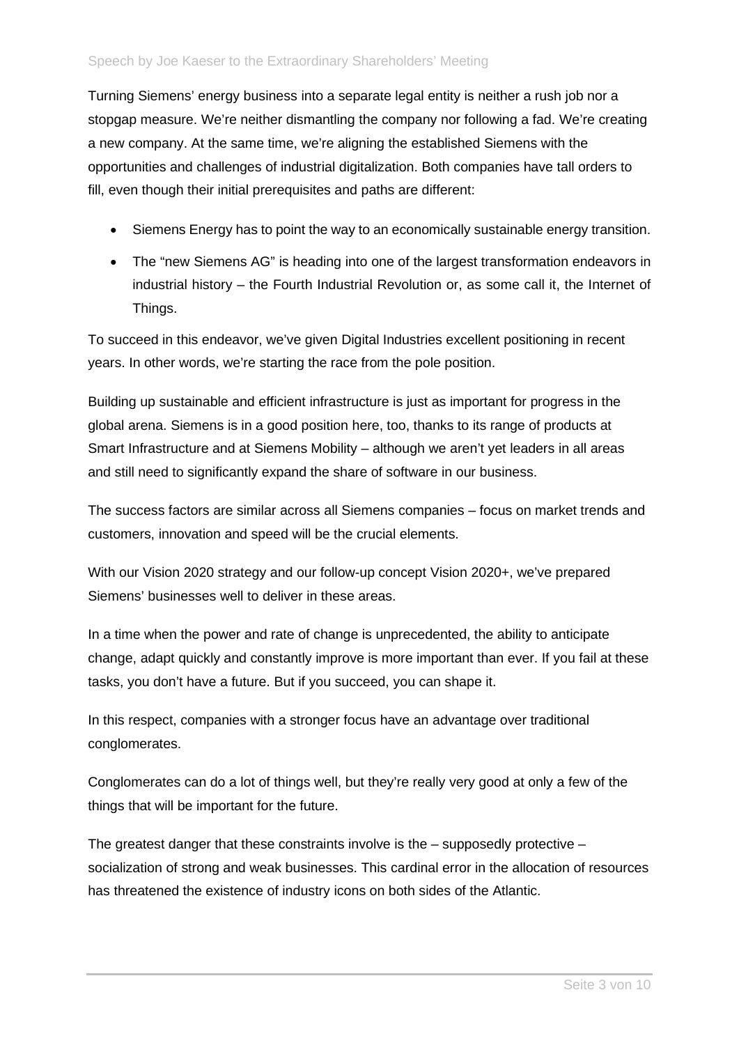Turning Siemens' energy business into a separate legal entity is neither a rush job nor a stopgap measure. We're neither dismantling the company nor following a fad. We're creating a new company. At the same time, we're aligning the established Siemens with the opportunities and challenges of industrial digitalization. Both companies have tall orders to fill, even though their initial prerequisites and paths are different:

- Siemens Energy has to point the way to an economically sustainable energy transition.
- The "new Siemens AG" is heading into one of the largest transformation endeavors in industrial history – the Fourth Industrial Revolution or, as some call it, the Internet of Things.

To succeed in this endeavor, we've given Digital Industries excellent positioning in recent years. In other words, we're starting the race from the pole position.

Building up sustainable and efficient infrastructure is just as important for progress in the global arena. Siemens is in a good position here, too, thanks to its range of products at Smart Infrastructure and at Siemens Mobility – although we aren't yet leaders in all areas and still need to significantly expand the share of software in our business.

The success factors are similar across all Siemens companies – focus on market trends and customers, innovation and speed will be the crucial elements.

With our Vision 2020 strategy and our follow-up concept Vision 2020+, we've prepared Siemens' businesses well to deliver in these areas.

In a time when the power and rate of change is unprecedented, the ability to anticipate change, adapt quickly and constantly improve is more important than ever. If you fail at these tasks, you don't have a future. But if you succeed, you can shape it.

In this respect, companies with a stronger focus have an advantage over traditional conglomerates.

Conglomerates can do a lot of things well, but they're really very good at only a few of the things that will be important for the future.

The greatest danger that these constraints involve is the – supposedly protective – socialization of strong and weak businesses. This cardinal error in the allocation of resources has threatened the existence of industry icons on both sides of the Atlantic.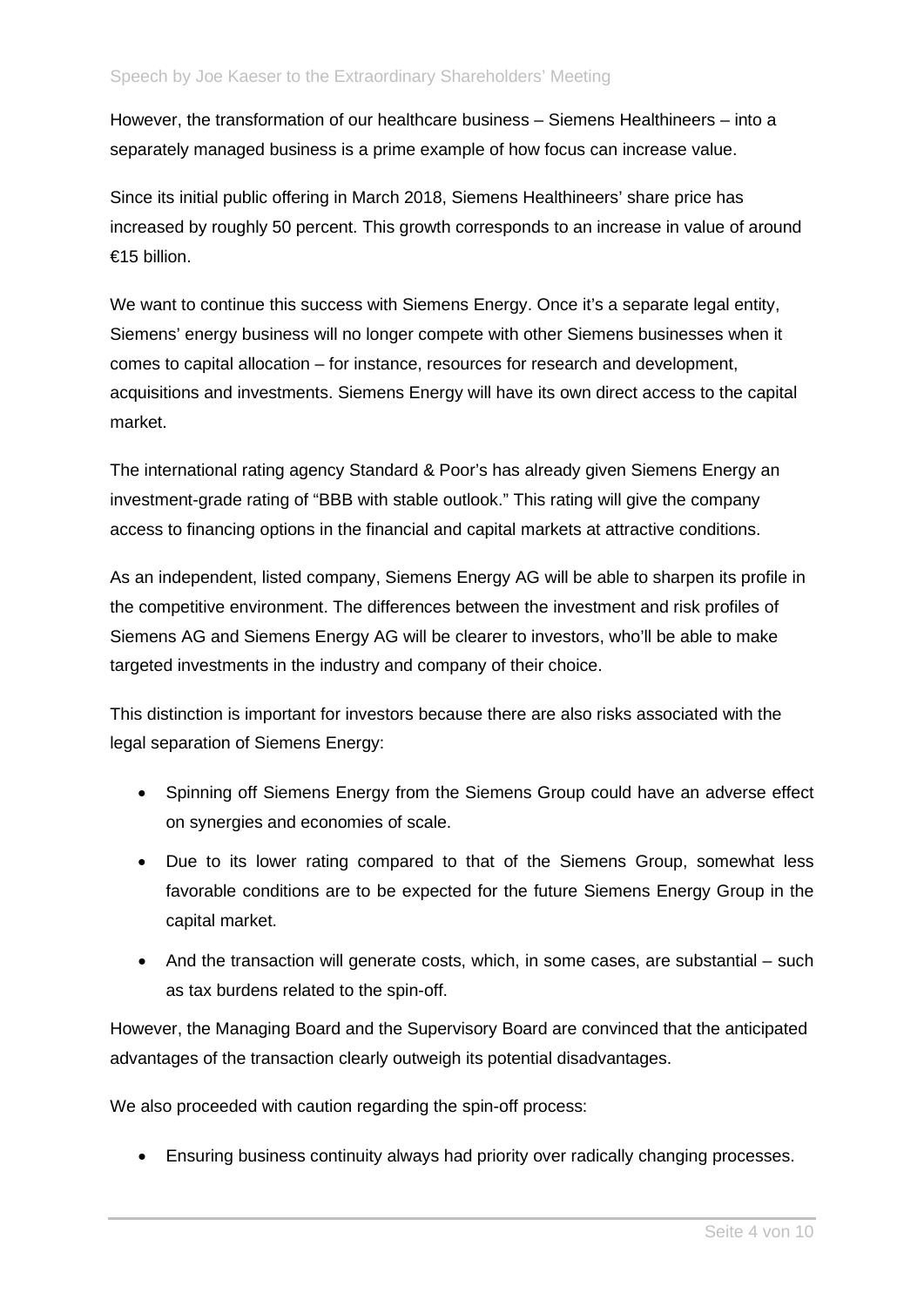However, the transformation of our healthcare business – Siemens Healthineers – into a separately managed business is a prime example of how focus can increase value.

Since its initial public offering in March 2018, Siemens Healthineers' share price has increased by roughly 50 percent. This growth corresponds to an increase in value of around €15 billion.

We want to continue this success with Siemens Energy. Once it's a separate legal entity, Siemens' energy business will no longer compete with other Siemens businesses when it comes to capital allocation – for instance, resources for research and development, acquisitions and investments. Siemens Energy will have its own direct access to the capital market.

The international rating agency Standard & Poor's has already given Siemens Energy an investment-grade rating of "BBB with stable outlook." This rating will give the company access to financing options in the financial and capital markets at attractive conditions.

As an independent, listed company, Siemens Energy AG will be able to sharpen its profile in the competitive environment. The differences between the investment and risk profiles of Siemens AG and Siemens Energy AG will be clearer to investors, who'll be able to make targeted investments in the industry and company of their choice.

This distinction is important for investors because there are also risks associated with the legal separation of Siemens Energy:

- Spinning off Siemens Energy from the Siemens Group could have an adverse effect on synergies and economies of scale.
- Due to its lower rating compared to that of the Siemens Group, somewhat less favorable conditions are to be expected for the future Siemens Energy Group in the capital market.
- And the transaction will generate costs, which, in some cases, are substantial – such as tax burdens related to the spin-off.

However, the Managing Board and the Supervisory Board are convinced that the anticipated advantages of the transaction clearly outweigh its potential disadvantages.

We also proceeded with caution regarding the spin-off process:

- Ensuring business continuity always had priority over radically changing processes.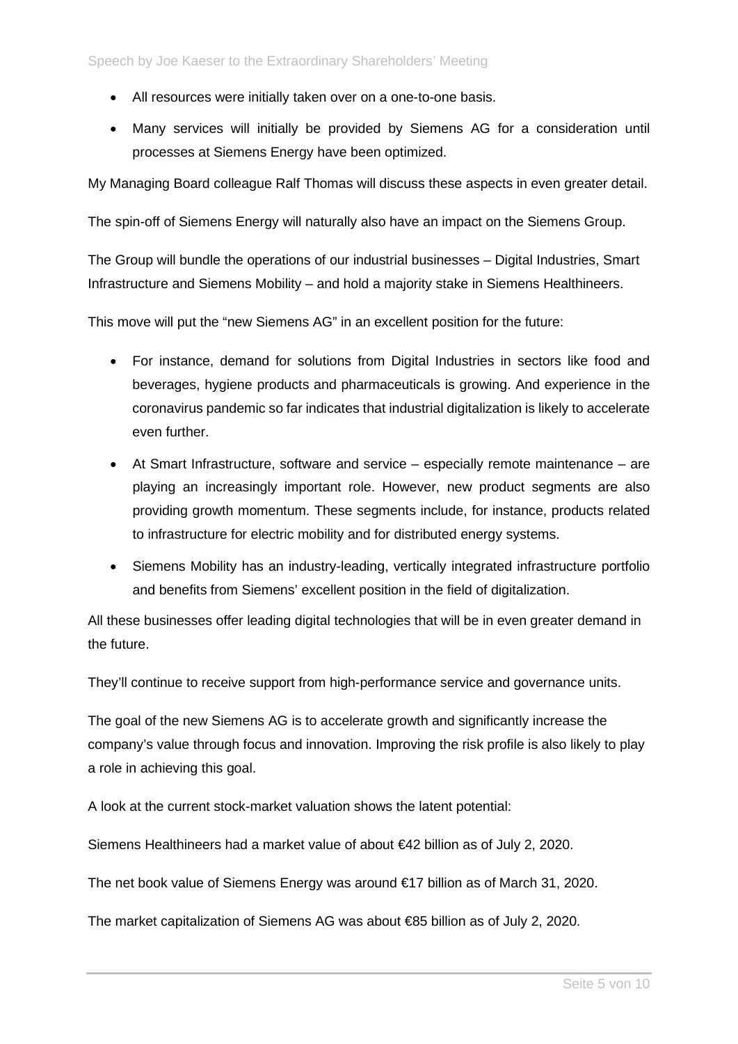- All resources were initially taken over on a one-to-one basis.
- Many services will initially be provided by Siemens AG for a consideration until processes at Siemens Energy have been optimized.

My Managing Board colleague Ralf Thomas will discuss these aspects in even greater detail.

The spin-off of Siemens Energy will naturally also have an impact on the Siemens Group.

The Group will bundle the operations of our industrial businesses – Digital Industries, Smart Infrastructure and Siemens Mobility – and hold a majority stake in Siemens Healthineers.

This move will put the "new Siemens AG" in an excellent position for the future:

- For instance, demand for solutions from Digital Industries in sectors like food and beverages, hygiene products and pharmaceuticals is growing. And experience in the coronavirus pandemic so far indicates that industrial digitalization is likely to accelerate even further.
- At Smart Infrastructure, software and service – especially remote maintenance – are playing an increasingly important role. However, new product segments are also providing growth momentum. These segments include, for instance, products related to infrastructure for electric mobility and for distributed energy systems.
- Siemens Mobility has an industry-leading, vertically integrated infrastructure portfolio and benefits from Siemens' excellent position in the field of digitalization.

All these businesses offer leading digital technologies that will be in even greater demand in the future.

They'll continue to receive support from high-performance service and governance units.

The goal of the new Siemens AG is to accelerate growth and significantly increase the company's value through focus and innovation. Improving the risk profile is also likely to play a role in achieving this goal.

A look at the current stock-market valuation shows the latent potential:

Siemens Healthineers had a market value of about €42 billion as of July 2, 2020.

The net book value of Siemens Energy was around €17 billion as of March 31, 2020.

The market capitalization of Siemens AG was about €85 billion as of July 2, 2020.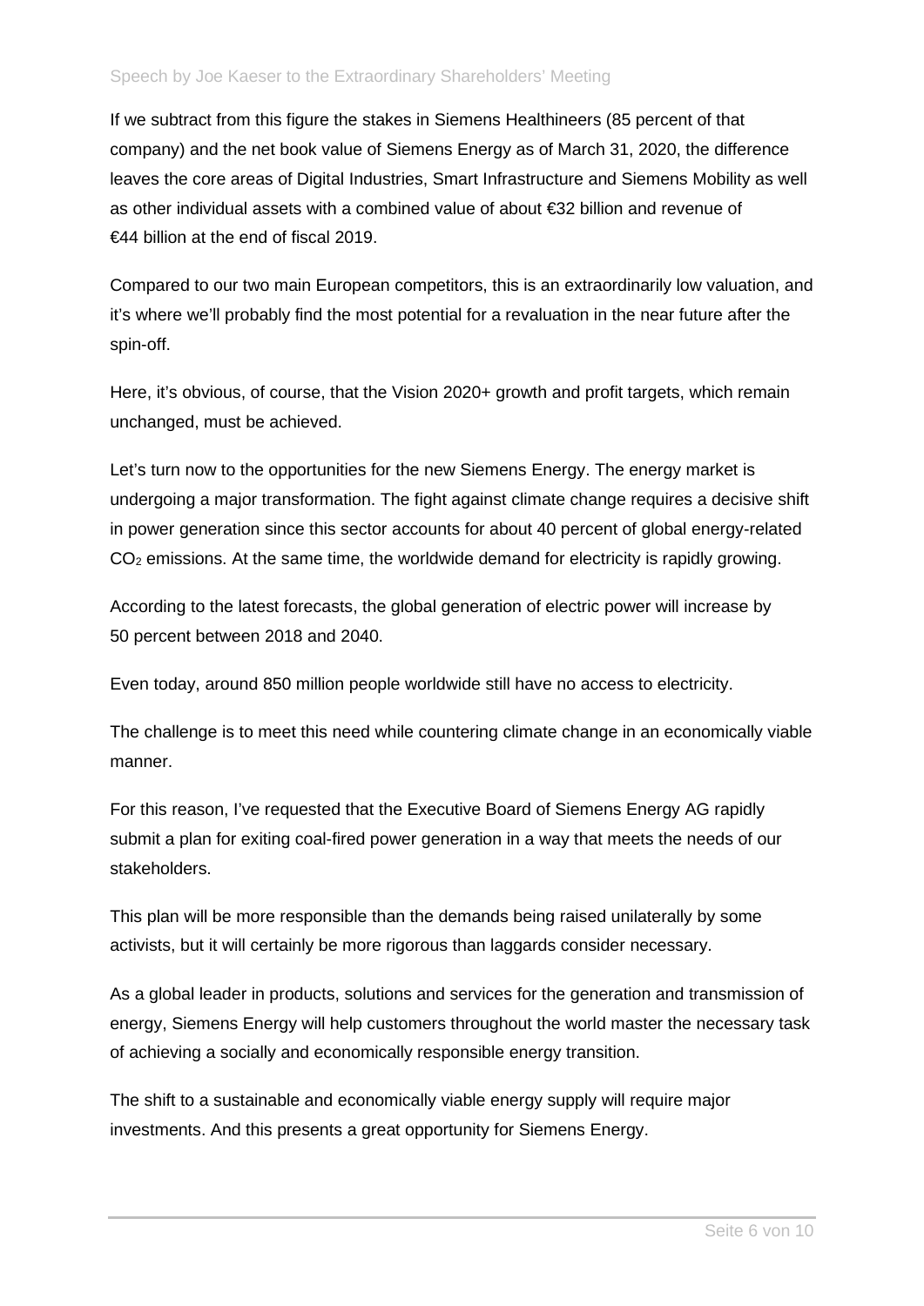If we subtract from this figure the stakes in Siemens Healthineers (85 percent of that company) and the net book value of Siemens Energy as of March 31, 2020, the difference leaves the core areas of Digital Industries, Smart Infrastructure and Siemens Mobility as well as other individual assets with a combined value of about €32 billion and revenue of €44 billion at the end of fiscal 2019.

Compared to our two main European competitors, this is an extraordinarily low valuation, and it's where we'll probably find the most potential for a revaluation in the near future after the spin-off.

Here, it's obvious, of course, that the Vision 2020+ growth and profit targets, which remain unchanged, must be achieved.

Let's turn now to the opportunities for the new Siemens Energy. The energy market is undergoing a major transformation. The fight against climate change requires a decisive shift in power generation since this sector accounts for about 40 percent of global energy-related $CO_2$ emissions. At the same time, the worldwide demand for electricity is rapidly growing.

According to the latest forecasts, the global generation of electric power will increase by 50 percent between 2018 and 2040.

Even today, around 850 million people worldwide still have no access to electricity.

The challenge is to meet this need while countering climate change in an economically viable manner.

For this reason, I've requested that the Executive Board of Siemens Energy AG rapidly submit a plan for exiting coal-fired power generation in a way that meets the needs of our stakeholders.

This plan will be more responsible than the demands being raised unilaterally by some activists, but it will certainly be more rigorous than laggards consider necessary.

As a global leader in products, solutions and services for the generation and transmission of energy, Siemens Energy will help customers throughout the world master the necessary task of achieving a socially and economically responsible energy transition.

The shift to a sustainable and economically viable energy supply will require major investments. And this presents a great opportunity for Siemens Energy.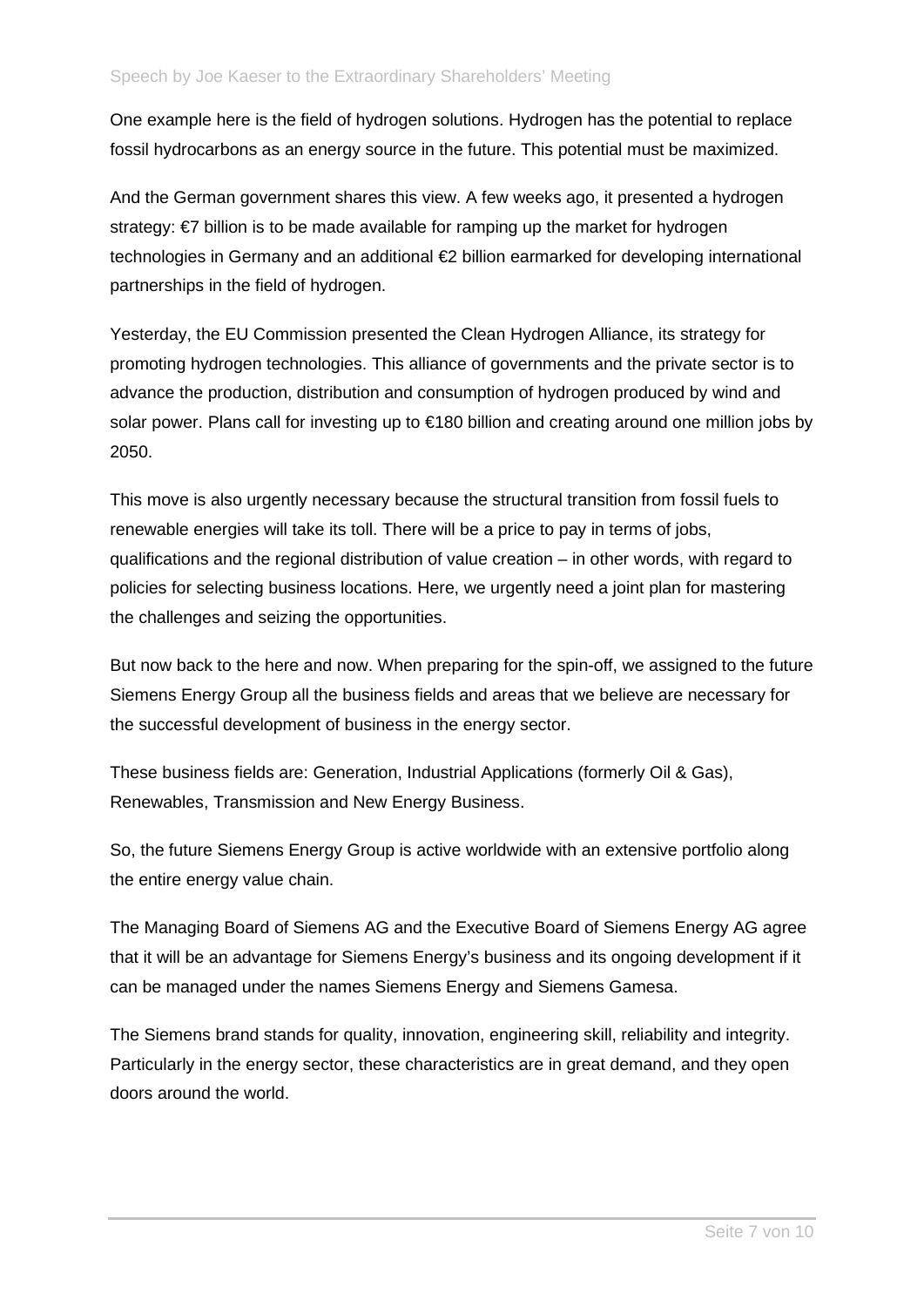One example here is the field of hydrogen solutions. Hydrogen has the potential to replace fossil hydrocarbons as an energy source in the future. This potential must be maximized.

And the German government shares this view. A few weeks ago, it presented a hydrogen strategy: €7 billion is to be made available for ramping up the market for hydrogen technologies in Germany and an additional €2 billion earmarked for developing international partnerships in the field of hydrogen.

Yesterday, the EU Commission presented the Clean Hydrogen Alliance, its strategy for promoting hydrogen technologies. This alliance of governments and the private sector is to advance the production, distribution and consumption of hydrogen produced by wind and solar power. Plans call for investing up to €180 billion and creating around one million jobs by 2050.

This move is also urgently necessary because the structural transition from fossil fuels to renewable energies will take its toll. There will be a price to pay in terms of jobs, qualifications and the regional distribution of value creation – in other words, with regard to policies for selecting business locations. Here, we urgently need a joint plan for mastering the challenges and seizing the opportunities.

But now back to the here and now. When preparing for the spin-off, we assigned to the future Siemens Energy Group all the business fields and areas that we believe are necessary for the successful development of business in the energy sector.

These business fields are: Generation, Industrial Applications (formerly Oil & Gas), Renewables, Transmission and New Energy Business.

So, the future Siemens Energy Group is active worldwide with an extensive portfolio along the entire energy value chain.

The Managing Board of Siemens AG and the Executive Board of Siemens Energy AG agree that it will be an advantage for Siemens Energy's business and its ongoing development if it can be managed under the names Siemens Energy and Siemens Gamesa.

The Siemens brand stands for quality, innovation, engineering skill, reliability and integrity. Particularly in the energy sector, these characteristics are in great demand, and they open doors around the world.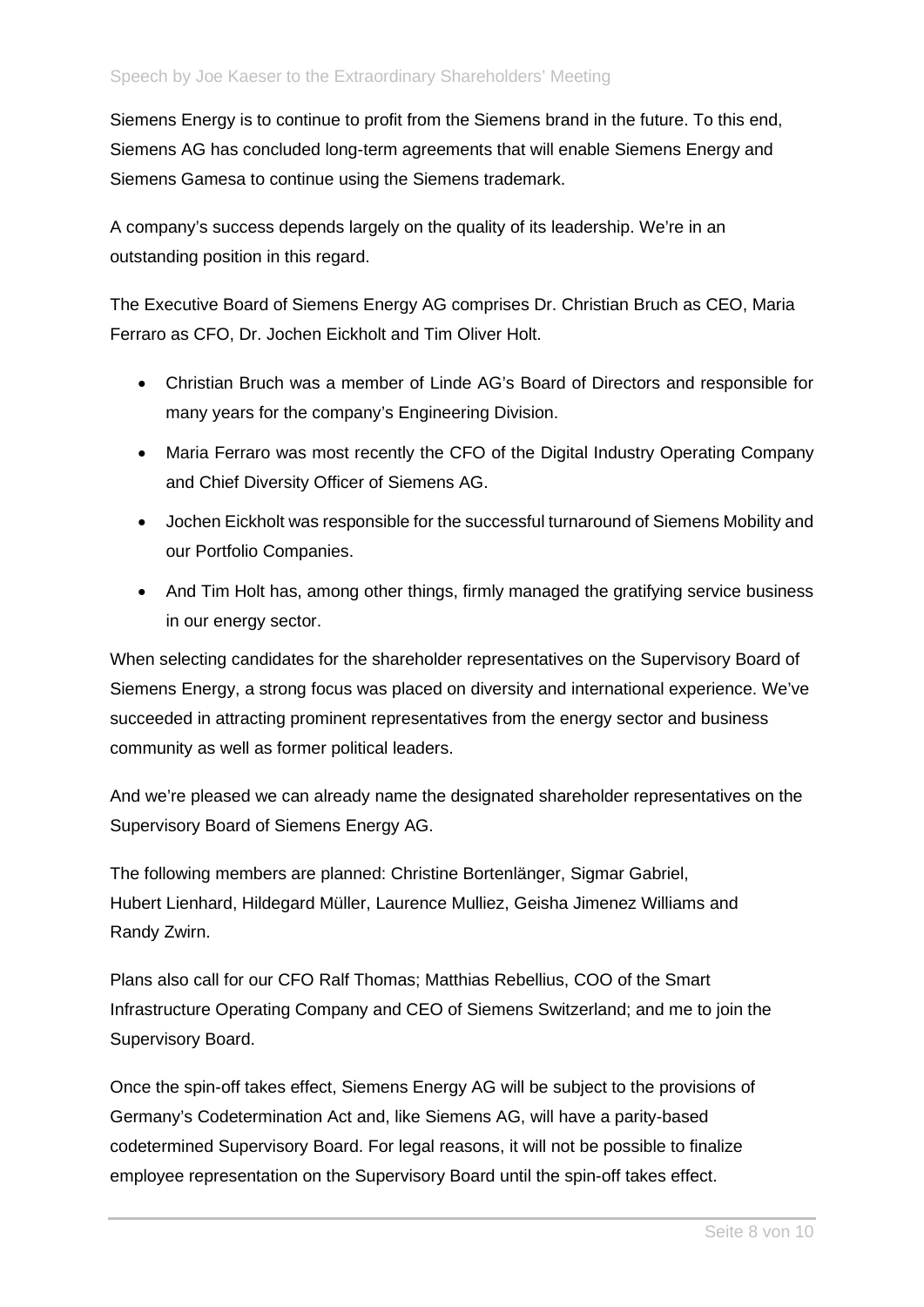Siemens Energy is to continue to profit from the Siemens brand in the future. To this end, Siemens AG has concluded long-term agreements that will enable Siemens Energy and Siemens Gamesa to continue using the Siemens trademark.

A company's success depends largely on the quality of its leadership. We're in an outstanding position in this regard.

The Executive Board of Siemens Energy AG comprises Dr. Christian Bruch as CEO, Maria Ferraro as CFO, Dr. Jochen Eickholt and Tim Oliver Holt.

- Christian Bruch was a member of Linde AG's Board of Directors and responsible for many years for the company's Engineering Division.
- Maria Ferraro was most recently the CFO of the Digital Industry Operating Company and Chief Diversity Officer of Siemens AG.
- Jochen Eickholt was responsible for the successful turnaround of Siemens Mobility and our Portfolio Companies.
- And Tim Holt has, among other things, firmly managed the gratifying service business in our energy sector.

When selecting candidates for the shareholder representatives on the Supervisory Board of Siemens Energy, a strong focus was placed on diversity and international experience. We've succeeded in attracting prominent representatives from the energy sector and business community as well as former political leaders.

And we're pleased we can already name the designated shareholder representatives on the Supervisory Board of Siemens Energy AG.

The following members are planned: Christine Bortenlänger, Sigmar Gabriel, Hubert Lienhard, Hildegard Müller, Laurence Mulliez, Geisha Jimenez Williams and Randy Zwirn.

Plans also call for our CFO Ralf Thomas; Matthias Rebellius, COO of the Smart Infrastructure Operating Company and CEO of Siemens Switzerland; and me to join the Supervisory Board.

Once the spin-off takes effect, Siemens Energy AG will be subject to the provisions of Germany's Codetermination Act and, like Siemens AG, will have a parity-based codetermined Supervisory Board. For legal reasons, it will not be possible to finalize employee representation on the Supervisory Board until the spin-off takes effect.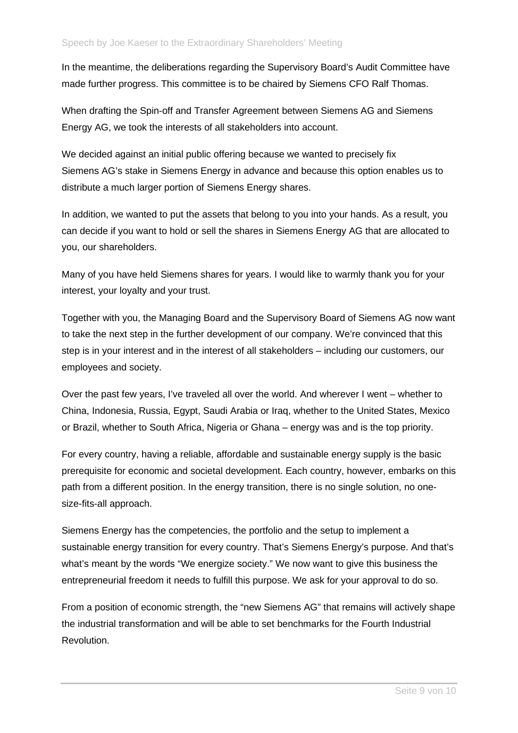In the meantime, the deliberations regarding the Supervisory Board's Audit Committee have made further progress. This committee is to be chaired by Siemens CFO Ralf Thomas.

When drafting the Spin-off and Transfer Agreement between Siemens AG and Siemens Energy AG, we took the interests of all stakeholders into account.

We decided against an initial public offering because we wanted to precisely fix Siemens AG's stake in Siemens Energy in advance and because this option enables us to distribute a much larger portion of Siemens Energy shares.

In addition, we wanted to put the assets that belong to you into your hands. As a result, you can decide if you want to hold or sell the shares in Siemens Energy AG that are allocated to you, our shareholders.

Many of you have held Siemens shares for years. I would like to warmly thank you for your interest, your loyalty and your trust.

Together with you, the Managing Board and the Supervisory Board of Siemens AG now want to take the next step in the further development of our company. We're convinced that this step is in your interest and in the interest of all stakeholders – including our customers, our employees and society.

Over the past few years, I've traveled all over the world. And wherever I went – whether to China, Indonesia, Russia, Egypt, Saudi Arabia or Iraq, whether to the United States, Mexico or Brazil, whether to South Africa, Nigeria or Ghana – energy was and is the top priority.

For every country, having a reliable, affordable and sustainable energy supply is the basic prerequisite for economic and societal development. Each country, however, embarks on this path from a different position. In the energy transition, there is no single solution, no one-size-fits-all approach.

Siemens Energy has the competencies, the portfolio and the setup to implement a sustainable energy transition for every country. That's Siemens Energy's purpose. And that's what's meant by the words "We energize society." We now want to give this business the entrepreneurial freedom it needs to fulfill this purpose. We ask for your approval to do so.

From a position of economic strength, the "new Siemens AG" that remains will actively shape the industrial transformation and will be able to set benchmarks for the Fourth Industrial Revolution.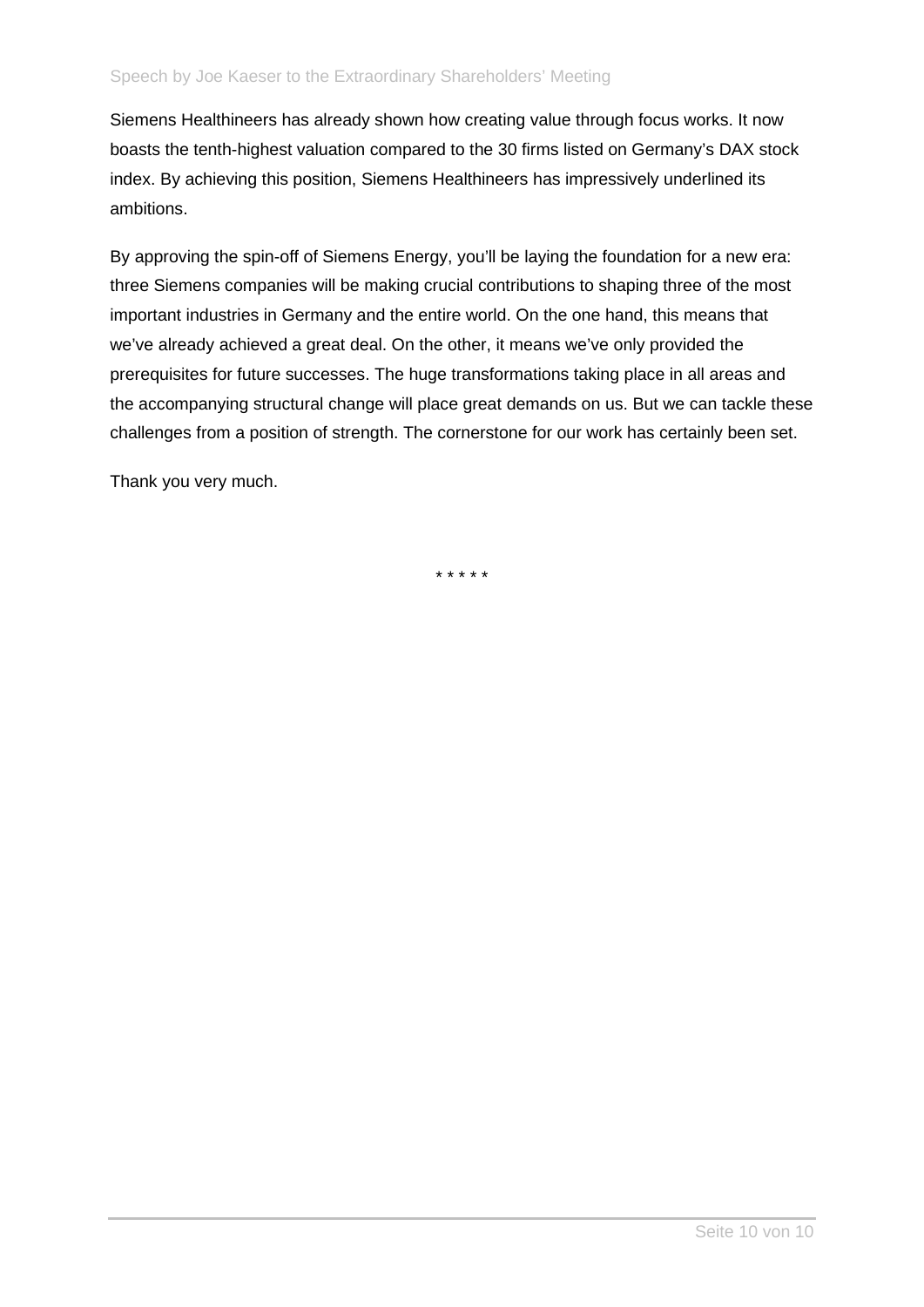Siemens Healthineers has already shown how creating value through focus works. It now boasts the tenth-highest valuation compared to the 30 firms listed on Germany's DAX stock index. By achieving this position, Siemens Healthineers has impressively underlined its ambitions.

By approving the spin-off of Siemens Energy, you'll be laying the foundation for a new era: three Siemens companies will be making crucial contributions to shaping three of the most important industries in Germany and the entire world. On the one hand, this means that we've already achieved a great deal. On the other, it means we've only provided the prerequisites for future successes. The huge transformations taking place in all areas and the accompanying structural change will place great demands on us. But we can tackle these challenges from a position of strength. The cornerstone for our work has certainly been set.

Thank you very much.

\* \* \* \* \*